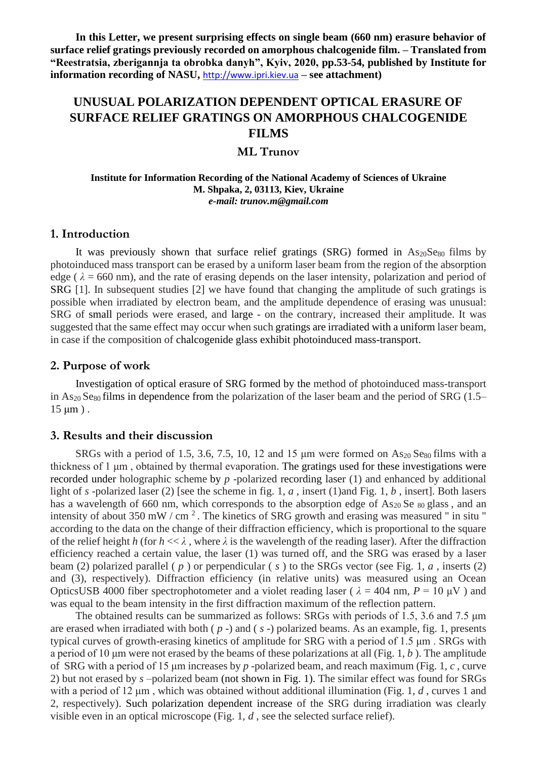**In this Letter, we present surprising effects on single beam (660 nm) erasure behavior of surface relief gratings previously recorded on amorphous chalcogenide film. – Translated from "Reestratsia, zberigannja ta obrobka danyh", Kyiv, 2020, pp.53-54, published by Institute for information recording of NASU,** http://www.ipri.kiev.ua **– see attachment)**

# UNUSUAL POLARIZATION DEPENDENT OPTICAL ERASURE OF SURFACE RELIEF GRATINGS ON AMORPHOUS CHALCOGENIDE FILMS

**ML Trunov**

**Institute for Information Recording of the National Academy of Sciences of Ukraine**
**M. Shpaka, 2, 03113, Kiev, Ukraine**
***e-mail: trunov.m@gmail.com***

## 1. Introduction

It was previously shown that surface relief gratings (SRG) formed in $As_{20}Se_{80}$ films by photoinduced mass transport can be erased by a uniform laser beam from the region of the absorption edge ( $\lambda = 660$ nm), and the rate of erasing depends on the laser intensity, polarization and period of SRG [1]. In subsequent studies [2] we have found that changing the amplitude of such gratings is possible when irradiated by electron beam, and the amplitude dependence of erasing was unusual: SRG of small periods were erased, and large - on the contrary, increased their amplitude. It was suggested that the same effect may occur when such gratings are irradiated with a uniform laser beam, in case if the composition of chalcogenide glass exhibit photoinduced mass-transport.

## 2. Purpose of work

Investigation of optical erasure of SRG formed by the method of photoinduced mass-transport in $As_{20}Se_{80}$ films in dependence from the polarization of the laser beam and the period of SRG (1.5–15 μm ) .

## 3. Results and their discussion

SRGs with a period of 1.5, 3.6, 7.5, 10, 12 and 15 μm were formed on $As_{20}Se_{80}$ films with a thickness of 1 μm , obtained by thermal evaporation. The gratings used for these investigations were recorded under holographic scheme by *p* -polarized recording laser (1) and enhanced by additional light of *s* -polarized laser (2) [see the scheme in fig. 1, *a* , insert (1)and Fig. 1, *b* , insert]. Both lasers has a wavelength of 660 nm, which corresponds to the absorption edge of $As_{20}Se_{80}$ glass , and an intensity of about 350 mW / cm $^2$ . The kinetics of SRG growth and erasing was measured " in situ " according to the data on the change of their diffraction efficiency, which is proportional to the square of the relief height *h* (for $h << \lambda$ , where $\lambda$ is the wavelength of the reading laser). After the diffraction efficiency reached a certain value, the laser (1) was turned off, and the SRG was erased by a laser beam (2) polarized parallel ( *p* ) or perpendicular ( *s* ) to the SRGs vector (see Fig. 1, *a* , inserts (2) and (3), respectively). Diffraction efficiency (in relative units) was measured using an Ocean OpticsUSB 4000 fiber spectrophotometer and a violet reading laser ( $\lambda = 404$ nm, $P = 10$ μV ) and was equal to the beam intensity in the first diffraction maximum of the reflection pattern.

The obtained results can be summarized as follows: SRGs with periods of 1.5, 3.6 and 7.5 μm are erased when irradiated with both ( *p* -) and ( *s* -) polarized beams. As an example, fig. 1, presents typical curves of growth-erasing kinetics of amplitude for SRG with a period of 1.5 μm . SRGs with a period of 10 μm were not erased by the beams of these polarizations at all (Fig. 1, *b* ). The amplitude of SRG with a period of 15 μm increases by *p* -polarized beam, and reach maximum (Fig. 1, *c* , curve 2) but not erased by *s* –polarized beam (not shown in Fig. 1). The similar effect was found for SRGs with a period of 12 μm , which was obtained without additional illumination (Fig. 1, *d* , curves 1 and 2, respectively). Such polarization dependent increase of the SRG during irradiation was clearly visible even in an optical microscope (Fig. 1, *d* , see the selected surface relief).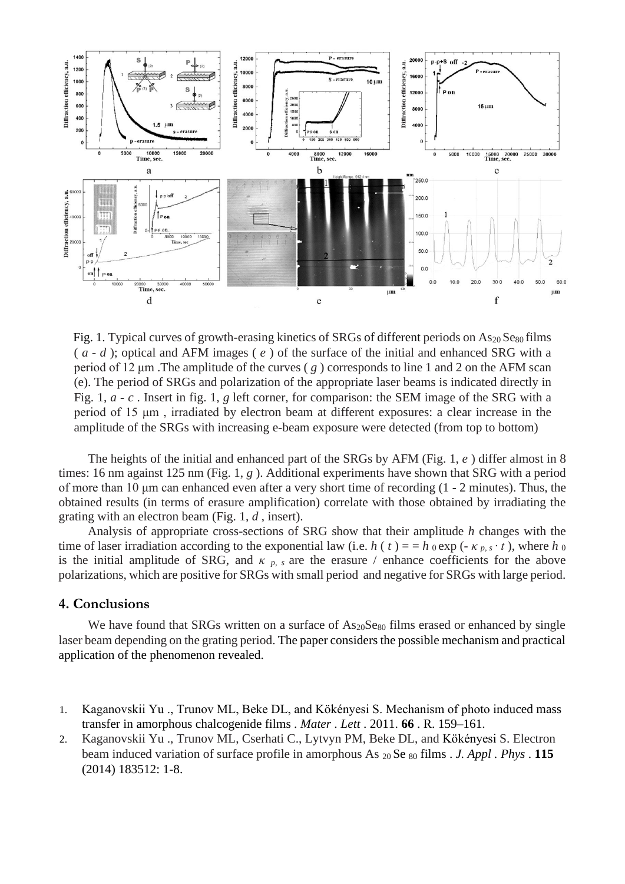Fig. 1. Typical curves of growth-erasing kinetics of SRGs of different periods on $As_{20}Se_{80}$ films ( *a* - *d* ); optical and AFM images ( *e* ) of the surface of the initial and enhanced SRG with a period of 12 μm .The amplitude of the curves ( *g* ) corresponds to line 1 and 2 on the AFM scan (e). The period of SRGs and polarization of the appropriate laser beams is indicated directly in Fig. 1, *a* - *c* . Insert in fig. 1, *g* left corner, for comparison: the SEM image of the SRG with a period of 15 μm , irradiated by electron beam at different exposures: a clear increase in the amplitude of the SRGs with increasing e-beam exposure were detected (from top to bottom)

The heights of the initial and enhanced part of the SRGs by AFM (Fig. 1, *e* ) differ almost in 8 times: 16 nm against 125 nm (Fig. 1, *g* ). Additional experiments have shown that SRG with a period of more than 10 μm can enhanced even after a very short time of recording (1 - 2 minutes). Thus, the obtained results (in terms of erasure amplification) correlate with those obtained by irradiating the grating with an electron beam (Fig. 1, *d* , insert).

Analysis of appropriate cross-sections of SRG show that their amplitude $h$ changes with the time of laser irradiation according to the exponential law (i.e. $h(t) = = h_0 \exp(-\kappa_{p,s} \cdot t)$, where $h_0$ is the initial amplitude of SRG, and $\kappa_{p,s}$ are the erasure / enhance coefficients for the above polarizations, which are positive for SRGs with small period and negative for SRGs with large period.

## 4. Conclusions

We have found that SRGs written on a surface of $As_{20}Se_{80}$ films erased or enhanced by single laser beam depending on the grating period. The paper considers the possible mechanism and practical application of the phenomenon revealed.

1. Kaganovskii Yu ., Trunov ML, Beke DL, and Kökényesi S. Mechanism of photo induced mass transfer in amorphous chalcogenide films . *Mater . Lett* . 2011. **66** . R. 159–161.
2. Kaganovskii Yu ., Trunov ML, Cserhati C., Lytvyn PM, Beke DL, and Kökényesi S. Electron beam induced variation of surface profile in amorphous As $_{20}$ Se $_{80}$ films . *J. Appl . Phys* . **115** (2014) 183512: 1-8.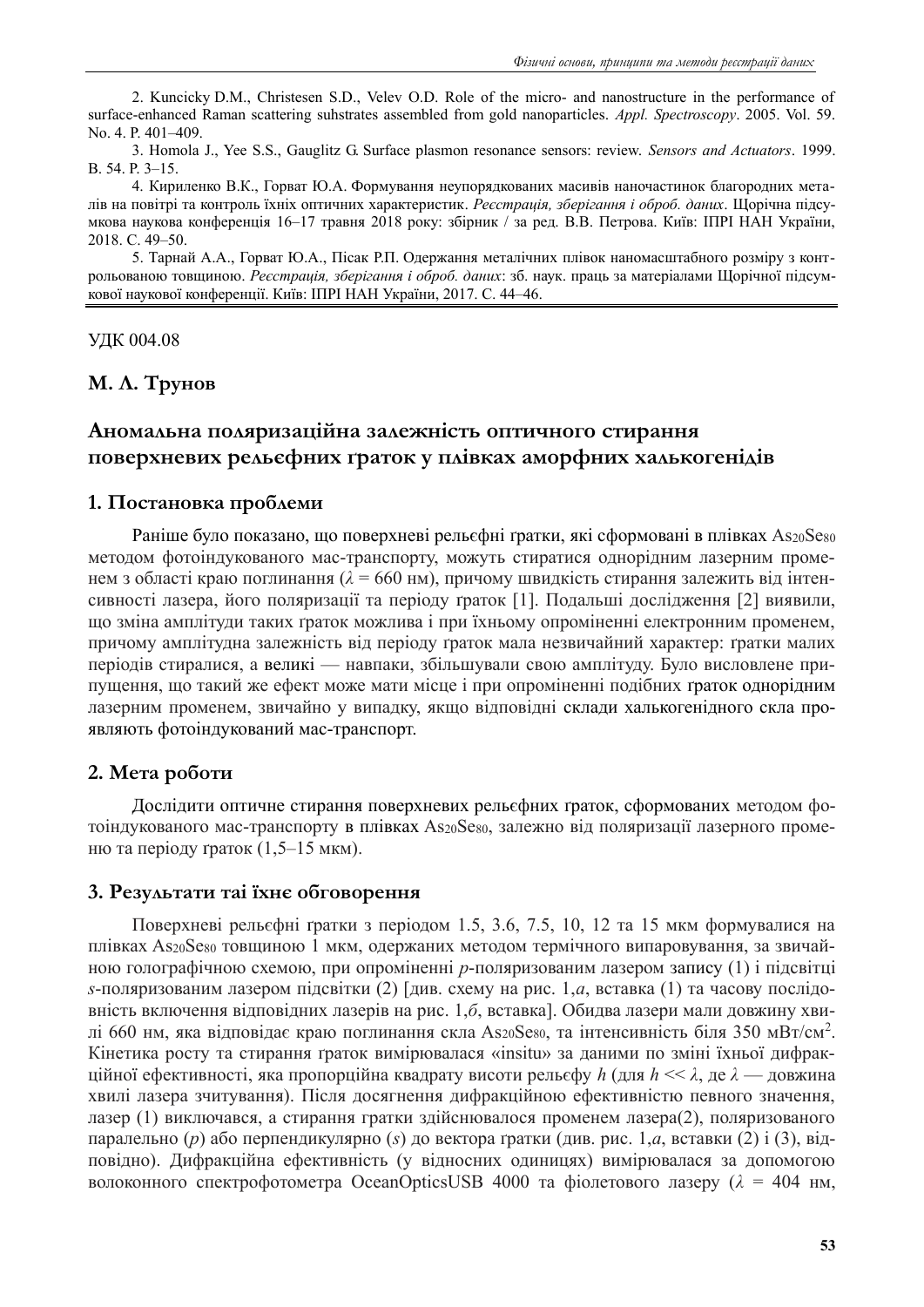2. Kuncicky D.M., Christesen S.D., Velev O.D. Role of the micro- and nanostructure in the performance of surface-enhanced Raman scattering shsbtrates assembled from gold nanoparticles. *Appl. Spectroscopy*. 2005. Vol. 59. No. 4. P. 401–409.

3. Homola J., Yee S.S., Gauglitz G. Surface plasmon resonance sensors: review. *Sensors and Actuators*. 1999. B. 54. P. 3–15.

4. Кириленко В.К., Горват Ю.А. Формування неупорядкованих масивів наночастинок благородних металів на повітрі та контроль їхніх оптичних характеристик. *Реєстрація, зберігання і оброб. даних*. Щорічна підсумкова наукова конференція 16–17 травня 2018 року: збірник / за ред. В.В. Петрова. Київ: ІПРІ НАН України, 2018. С. 49–50.

5. Тарнай А.А., Горват Ю.А., Пісак Р.П. Одержання металічних плівок наномасштабного розміру з контрольованою товщиною. *Реєстрація, зберігання і оброб. даних*: зб. наук. праць за матеріалами Щорічної підсумкової наукової конференції. Київ: ІПРІ НАН України, 2017. С. 44–46.

---

УДК 004.08

**М. Л. Трунов**

# Аномальна поляризаційна залежність оптичного стирання поверхневих рельєфних ґраток у плівках аморфних халькогенідів

## 1. Постановка проблеми

Раніше було показано, що поверхневі рельєфні ґратки, які сформовані в плівках $As_{20}Se_{80}$ методом фотоіндукованого мас-транспорту, можуть стиратися однорідним лазерним променем з області краю поглинання ($\lambda$ = 660 нм), причому швидкість стирання залежить від інтенсивності лазера, його поляризації та періоду ґраток [1]. Подальші дослідження [2] виявили, що зміна амплітуди таких ґраток можлива і при їхньому опроміненні електронним променем, причому амплітудна залежність від періоду ґраток мала незвичайний характер: ґратки малих періодів стиралися, а великі — навпаки, збільшували свою амплітуду. Було висловлене припущення, що такий же ефект може мати місце і при опроміненні подібних ґраток однорідним лазерним променем, звичайно у випадку, якщо відповідні склади халькогенідного скла проявляють фотоіндукований мас-транспорт.

## 2. Мета роботи

Дослідити оптичне стирання поверхневих рельєфних ґраток, сформованих методом фотоіндукованого мас-транспорту в плівках $As_{20}Se_{80}$, залежно від поляризації лазерного променю та періоду ґраток (1,5–15 мкм).

## 3. Результати таі їхнє обговорення

Поверхневі рельєфні ґратки з періодом 1.5, 3.6, 7.5, 10, 12 та 15 мкм формувалися на плівках $As_{20}Se_{80}$ товщиною 1 мкм, одержаних методом термічного випаровування, за звичайною голографічною схемою, при опроміненні *p*-поляризованим лазером запису (1) і підсвітці *s*-поляризованим лазером підсвітки (2) [див. схему на рис. 1,*а*, вставка (1) та часову послідовність включення відповідних лазерів на рис. 1,*б*, вставка]. Обидва лазери мали довжину хвилі 660 нм, яка відповідає краю поглинання скла $As_{20}Se_{80}$, та інтенсивність біля 350 мВт/см$^2$. Кінетика росту та стирання ґраток вимірювалася «insitu» за даними по зміні їхньої дифракційної ефективності, яка пропорційна квадрату висоти рельєфу $h$ (для $h << \lambda$, де $\lambda$ — довжина хвилі лазера зчитування). Після досягнення дифракційною ефективністю певного значення, лазер (1) виключався, а стирання гратки здійснювалося променем лазера(2), поляризованого паралельно (*p*) або перпендикулярно (*s*) до вектора ґратки (див. рис. 1,*а*, вставки (2) і (3), відповідно). Дифракційна ефективність (у відносних одиницях) вимірювалася за допомогою волоконного спектрофотометра OceanOpticsUSB 4000 та фіолетового лазеру ($\lambda$ = 404 нм,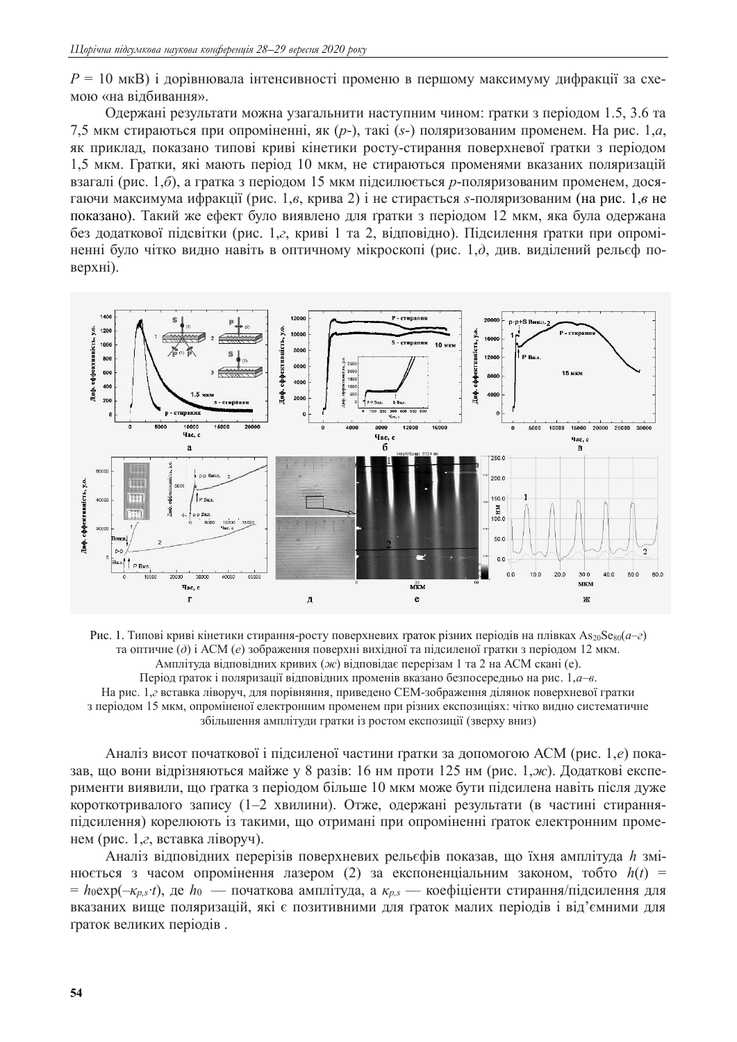$P$ = 10 мкВ) і дорівнювала інтенсивності променю в першому максимуму дифракції за схемою «на відбивання».

Одержані результати можна узагальнити наступним чином: ґратки з періодом 1.5, 3.6 та 7,5 мкм стираються при опроміненні, як ($p$-), такі ($s$-) поляризованим променем. На рис. 1,*а*, як приклад, показано типові криві кінетики росту-стирання поверхневої ґратки з періодом 1,5 мкм. Ґратки, які мають період 10 мкм, не стираються променями вказаних поляризацій взагалі (рис. 1,*б*), а ґратка з періодом 15 мкм підсилюється $p$-поляризованим променем, досягаючи максимума ифракції (рис. 1,*в*, крива 2) і не стирається $s$-поляризованим (на рис. 1,*в* не показано). Такий же ефект було виявлено для ґратки з періодом 12 мкм, яка була одержана без додаткової підсвітки (рис. 1,*г*, криві 1 та 2, відповідно). Підсилення ґратки при опроміненні було чітко видно навіть в оптичному мікроскопі (рис. 1,*д*, див. виділений рельєф поверхні).

Рис. 1. Типові криві кінетики стирання-росту поверхневих ґраток різних періодів на плівках $As_{20}Se_{80}$(*а–г*) та оптичне (*д*) і АСМ (*е*) зображення поверхні вихідної та підсиленої ґратки з періодом 12 мкм. Амплітуда відповідних кривих (*ж*) відповідає перерізам 1 та 2 на АСМ скані (е). Період ґраток і поляризації відповідних променів вказано безпосередньо на рис. 1,*а–в*. На рис. 1,*г* вставка ліворуч, для порівняння, приведено СЕМ-зображення ділянок поверхневої ґратки з періодом 15 мкм, опроміненої електронним променем при різних експозиціях: чітко видно систематичне збільшення амплітуди ґратки із ростом експозиції (зверху вниз)

Аналіз висот початкової і підсиленої частини ґратки за допомогою АСМ (рис. 1,*е*) показав, що вони відрізняються майже у 8 разів: 16 нм проти 125 нм (рис. 1,*ж*). Додаткові експерименти виявили, що ґратка з періодом більше 10 мкм може бути підсилена навіть після дуже короткотривалого запису (1–2 хвилини). Отже, одержані результати (в частині стирання-підсилення) корелюють із такими, що отримані при опроміненні ґраток електронним променем (рис. 1,*г*, вставка ліворуч).

Аналіз відповідних перерізів поверхневих рельєфів показав, що їхня амплітуда $h$ змінюється з часом опромінення лазером (2) за експоненціальним законом, тобто $h(t) = h_0\exp(-\kappa_{p,s}\cdot t)$, де $h_0$ — початкова амплітуда, а $\kappa_{p,s}$ — коефіцієнти стирання/підсилення для вказаних вище поляризацій, які є позитивними для ґраток малих періодів і від'ємними для ґраток великих періодів .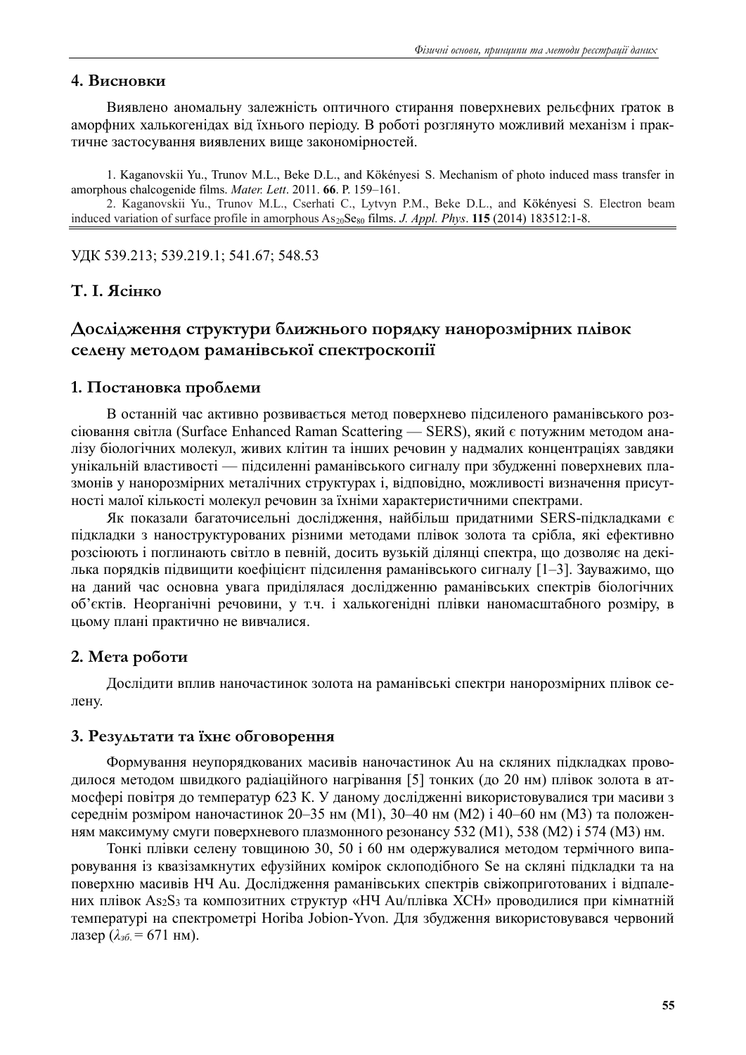## 4. Висновки

Виявлено аномальну залежність оптичного стирання поверхневих рельєфних ґраток в аморфних халькогенідах від їхнього періоду. В роботі розглянуто можливий механізм і практичне застосування виявлених вище закономірностей.

1. Kaganovskii Yu., Trunov M.L., Beke D.L., and Kökényesi S. Mechanism of photo induced mass transfer in amorphous chalcogenide films. *Mater. Lett*. 2011. **66**. P. 159–161.

2. Kaganovskii Yu., Trunov M.L., Cserhati C., Lytvyn P.M., Beke D.L., and Kökényesi S. Electron beam induced variation of surface profile in amorphous $As_{20}Se_{80}$ films. *J. Appl. Phys*. **115** (2014) 183512:1-8.

УДК 539.213; 539.219.1; 541.67; 548.53

## Т. І. Ясінко

# Дослідження структури ближнього порядку нанорозмірних плівок селену методом раманівської спектроскопії

## 1. Постановка проблеми

В останній час активно розвивається метод поверхнево підсиленого раманівського розсіювання світла (Surface Enhanced Raman Scattering — SERS), який є потужним методом аналізу біологічних молекул, живих клітин та інших речовин у надмалих концентраціях завдяки унікальній властивості — підсиленні раманівського сигналу при збудженні поверхневих плазмонів у нанорозмірних металічних структурах і, відповідно, можливості визначення присутності малої кількості молекул речовин за їхніми характеристичними спектрами.

Як показали багаточисельні дослідження, найбільш придатними SERS-підкладками є підкладки з наноструктурованих різними методами плівок золота та срібла, які ефективно розсіюють і поглинають світло в певній, досить вузькій ділянці спектра, що дозволяє на декілька порядків підвищити коефіцієнт підсилення раманівського сигналу [1–3]. Зауважимо, що на даний час основна увага приділялася дослідженню раманівських спектрів біологічних об'єктів. Неорганічні речовини, у т.ч. і халькогенідні плівки наномасштабного розміру, в цьому плані практично не вивчалися.

## 2. Мета роботи

Дослідити вплив наночастинок золота на раманівські спектри нанорозмірних плівок селену.

## 3. Результати та їхнє обговорення

Формування неупорядкованих масивів наночастинок Au на скляних підкладках проводилося методом швидкого радіаційного нагрівання [5] тонких (до 20 нм) плівок золота в атмосфері повітря до температур 623 K. У даному дослідженні використовувалися три масиви з середнім розміром наночастинок 20–35 нм (M1), 30–40 нм (M2) і 40–60 нм (M3) та положенням максимуму смуги поверхневого плазмонного резонансу 532 (M1), 538 (M2) і 574 (M3) нм.

Тонкі плівки селену товщиною 30, 50 і 60 нм одержувалися методом термічного випаровування із квазізамкнутих ефузійних комірок склоподібного Se на скляні підкладки та на поверхню масивів НЧ Au. Дослідження раманівських спектрів свіжоприготованих і відпалених плівок $As_2S_3$ та композитних структур «НЧ Au/плівка ХСН» проводилися при кімнатній температурі на спектрометрі Horiba Jobion-Yvon. Для збудження використовувався червоний лазер ($\lambda_{зб.}$ = 671 нм).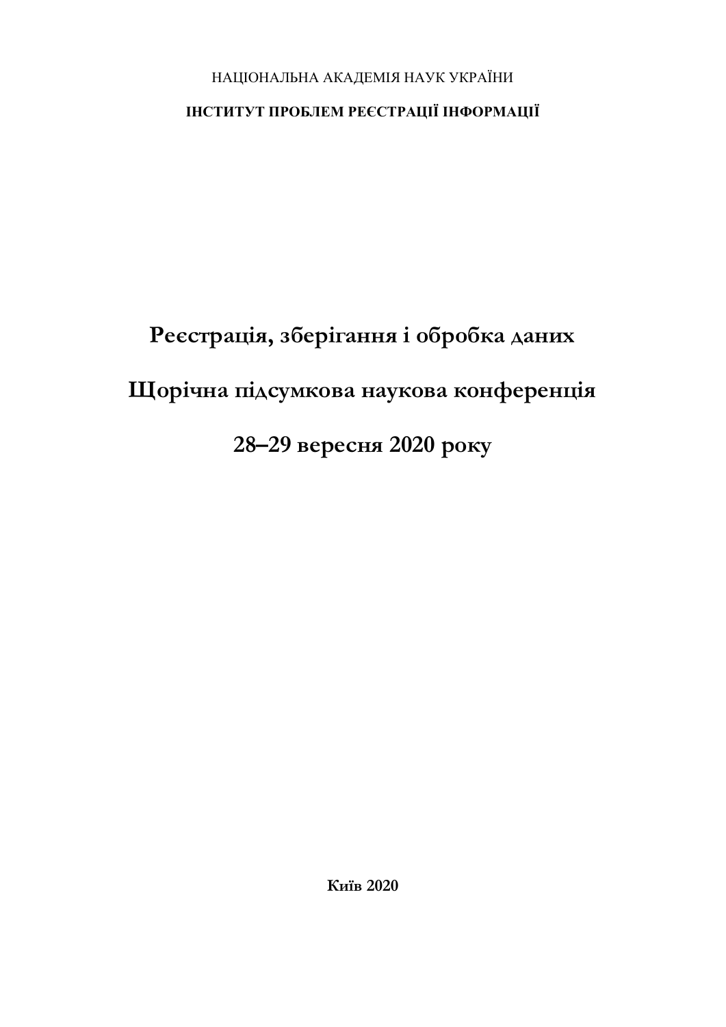НАЦІОНАЛЬНА АКАДЕМІЯ НАУК УКРАЇНИ

**ІНСТИТУТ ПРОБЛЕМ РЕЄСТРАЦІЇ ІНФОРМАЦІЇ**

# Реєстрація, зберігання і обробка даних

# Щорічна підсумкова наукова конференція

# 28–29 вересня 2020 року

**Київ 2020**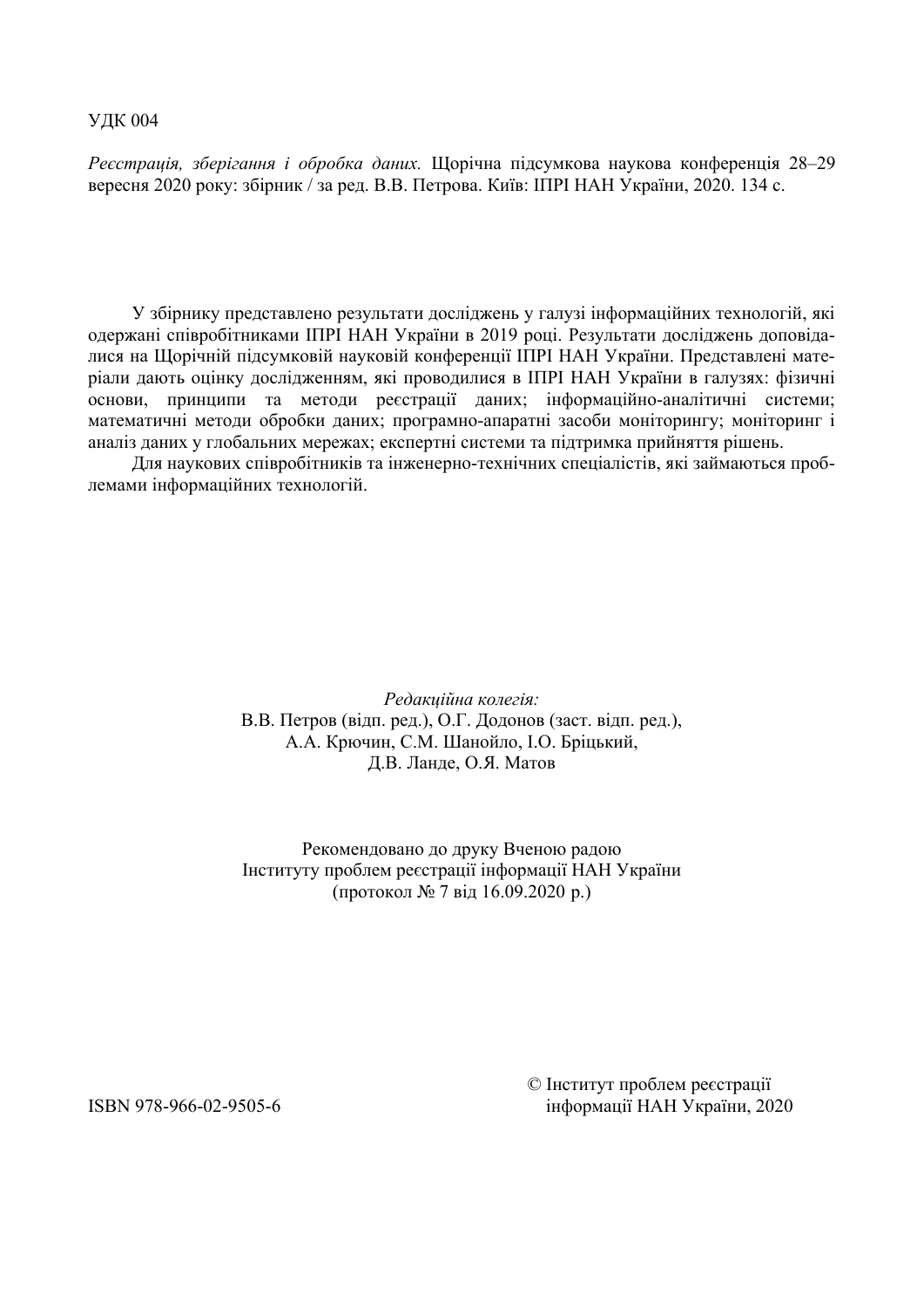УДК 004

*Реєстрація, зберігання і обробка даних.* Щорічна підсумкова наукова конференція 28–29 вересня 2020 року: збірник / за ред. В.В. Петрова. Київ: ІПРІ НАН України, 2020. 134 с.

У збірнику представлено результати досліджень у галузі інформаційних технологій, які одержані співробітниками ІПРІ НАН України в 2019 році. Результати досліджень доповідалися на Щорічній підсумковій науковій конференції ІПРІ НАН України. Представлені матеріали дають оцінку дослідженням, які проводилися в ІПРІ НАН України в галузях: фізичні основи, принципи та методи реєстрації даних; інформаційно-аналітичні системи; математичні методи обробки даних; програмно-апаратні засоби моніторингу; моніторинг і аналіз даних у глобальних мережах; експертні системи та підтримка прийняття рішень.

Для наукових співробітників та інженерно-технічних спеціалістів, які займаються проблемами інформаційних технологій.

*Редакційна колегія:*
В.В. Петров (відп. ред.), О.Г. Додонов (заст. відп. ред.),
А.А. Крючин, С.М. Шанойло, І.О. Бріцький,
Д.В. Ланде, О.Я. Матов

Рекомендовано до друку Вченою радою
Інституту проблем реєстрації інформації НАН України
(протокол № 7 від 16.09.2020 р.)

ISBN 978-966-02-9505-6

© Інститут проблем реєстрації інформації НАН України, 2020